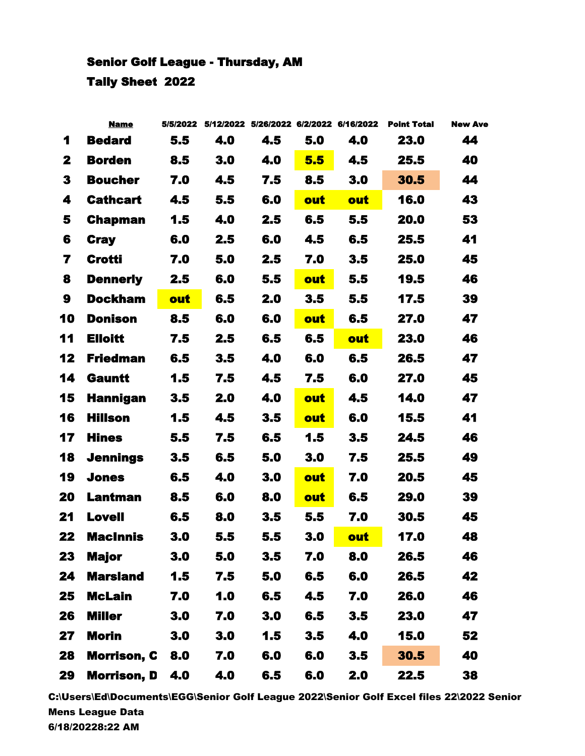Senior Golf League - Thursday, AM

Tally Sheet 2022

| | Name | 5/5/2022 | 5/12/2022 | 5/26/2022 | 6/2/2022 | 6/16/2022 | Point Total | New Ave |
|---|---|---|---|---|---|---|---|---|
| 1 | Bedard | 5.5 | 4.0 | 4.5 | 5.0 | 4.0 | 23.0 | 44 |
| 2 | Borden | 8.5 | 3.0 | 4.0 | 5.5 | 4.5 | 25.5 | 40 |
| 3 | Boucher | 7.0 | 4.5 | 7.5 | 8.5 | 3.0 | 30.5 | 44 |
| 4 | Cathcart | 4.5 | 5.5 | 6.0 | out | out | 16.0 | 43 |
| 5 | Chapman | 1.5 | 4.0 | 2.5 | 6.5 | 5.5 | 20.0 | 53 |
| 6 | Cray | 6.0 | 2.5 | 6.0 | 4.5 | 6.5 | 25.5 | 41 |
| 7 | Crotti | 7.0 | 5.0 | 2.5 | 7.0 | 3.5 | 25.0 | 45 |
| 8 | Dennerly | 2.5 | 6.0 | 5.5 | out | 5.5 | 19.5 | 46 |
| 9 | Dockham | out | 6.5 | 2.0 | 3.5 | 5.5 | 17.5 | 39 |
| 10 | Donison | 8.5 | 6.0 | 6.0 | out | 6.5 | 27.0 | 47 |
| 11 | Elloitt | 7.5 | 2.5 | 6.5 | 6.5 | out | 23.0 | 46 |
| 12 | Friedman | 6.5 | 3.5 | 4.0 | 6.0 | 6.5 | 26.5 | 47 |
| 14 | Gauntt | 1.5 | 7.5 | 4.5 | 7.5 | 6.0 | 27.0 | 45 |
| 15 | Hannigan | 3.5 | 2.0 | 4.0 | out | 4.5 | 14.0 | 47 |
| 16 | Hillson | 1.5 | 4.5 | 3.5 | out | 6.0 | 15.5 | 41 |
| 17 | Hines | 5.5 | 7.5 | 6.5 | 1.5 | 3.5 | 24.5 | 46 |
| 18 | Jennings | 3.5 | 6.5 | 5.0 | 3.0 | 7.5 | 25.5 | 49 |
| 19 | Jones | 6.5 | 4.0 | 3.0 | out | 7.0 | 20.5 | 45 |
| 20 | Lantman | 8.5 | 6.0 | 8.0 | out | 6.5 | 29.0 | 39 |
| 21 | Lovell | 6.5 | 8.0 | 3.5 | 5.5 | 7.0 | 30.5 | 45 |
| 22 | MacInnis | 3.0 | 5.5 | 5.5 | 3.0 | out | 17.0 | 48 |
| 23 | Major | 3.0 | 5.0 | 3.5 | 7.0 | 8.0 | 26.5 | 46 |
| 24 | Marsland | 1.5 | 7.5 | 5.0 | 6.5 | 6.0 | 26.5 | 42 |
| 25 | McLain | 7.0 | 1.0 | 6.5 | 4.5 | 7.0 | 26.0 | 46 |
| 26 | Miller | 3.0 | 7.0 | 3.0 | 6.5 | 3.5 | 23.0 | 47 |
| 27 | Morin | 3.0 | 3.0 | 1.5 | 3.5 | 4.0 | 15.0 | 52 |
| 28 | Morrison, C | 8.0 | 7.0 | 6.0 | 6.0 | 3.5 | 30.5 | 40 |
| 29 | Morrison, D | 4.0 | 4.0 | 6.5 | 6.0 | 2.0 | 22.5 | 38 |

C:\Users\Ed\Documents\EGG\Senior Golf League 2022\Senior Golf Excel files 22\2022 Senior Mens League Data

6/18/20228:22 AM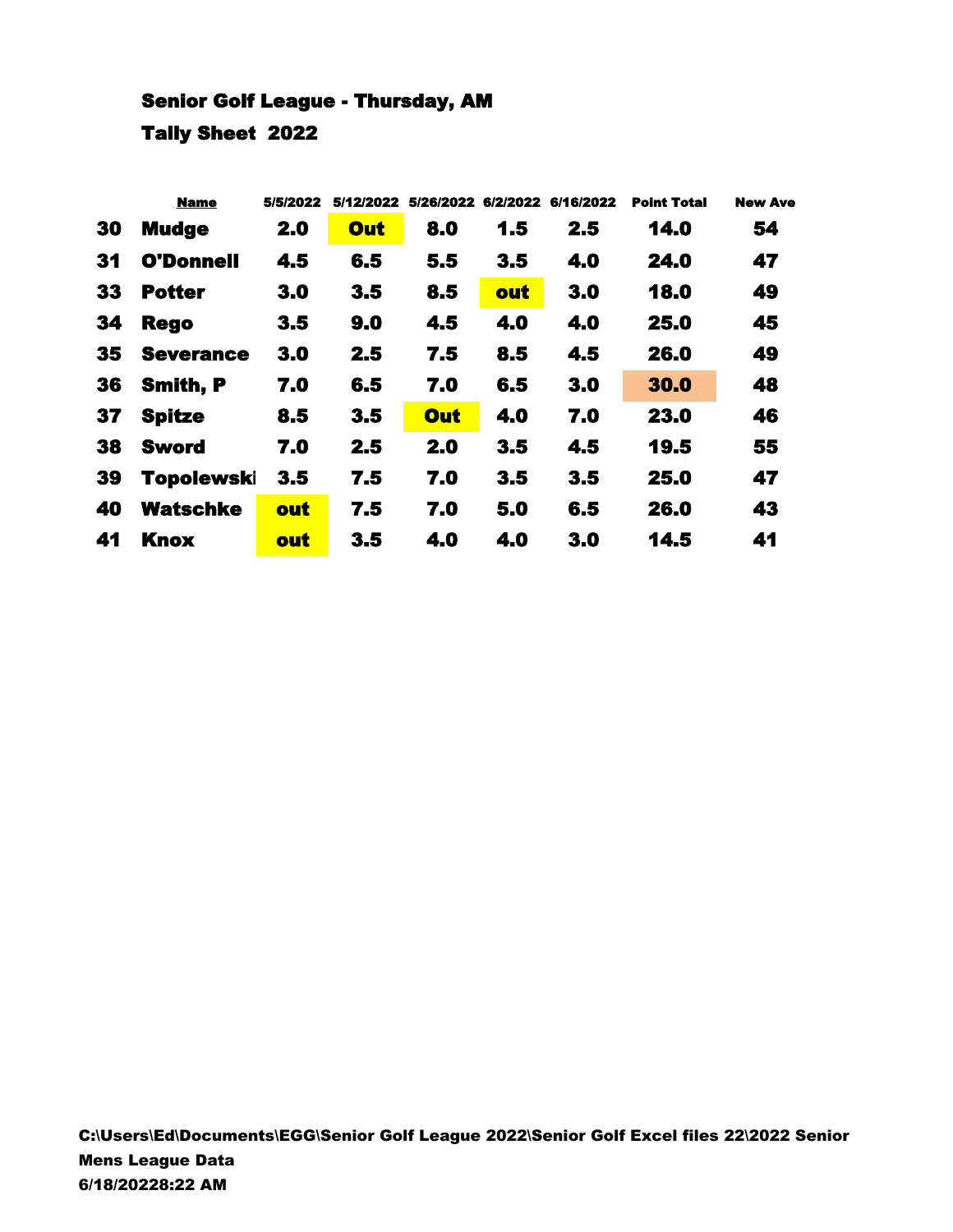Senior Golf League - Thursday, AM

Tally Sheet 2022

| | Name | 5/5/2022 | 5/12/2022 | 5/26/2022 | 6/2/2022 | 6/16/2022 | Point Total | New Ave |
|---|---|---|---|---|---|---|---|---|
| 30 | Mudge | 2.0 | Out | 8.0 | 1.5 | 2.5 | 14.0 | 54 |
| 31 | O'Donnell | 4.5 | 6.5 | 5.5 | 3.5 | 4.0 | 24.0 | 47 |
| 33 | Potter | 3.0 | 3.5 | 8.5 | out | 3.0 | 18.0 | 49 |
| 34 | Rego | 3.5 | 9.0 | 4.5 | 4.0 | 4.0 | 25.0 | 45 |
| 35 | Severance | 3.0 | 2.5 | 7.5 | 8.5 | 4.5 | 26.0 | 49 |
| 36 | Smith, P | 7.0 | 6.5 | 7.0 | 6.5 | 3.0 | 30.0 | 48 |
| 37 | Spitze | 8.5 | 3.5 | Out | 4.0 | 7.0 | 23.0 | 46 |
| 38 | Sword | 7.0 | 2.5 | 2.0 | 3.5 | 4.5 | 19.5 | 55 |
| 39 | Topolewski | 3.5 | 7.5 | 7.0 | 3.5 | 3.5 | 25.0 | 47 |
| 40 | Watschke | out | 7.5 | 7.0 | 5.0 | 6.5 | 26.0 | 43 |
| 41 | Knox | out | 3.5 | 4.0 | 4.0 | 3.0 | 14.5 | 41 |

C:\Users\Ed\Documents\EGG\Senior Golf League 2022\Senior Golf Excel files 22\2022 Senior Mens League Data
6/18/20228:22 AM